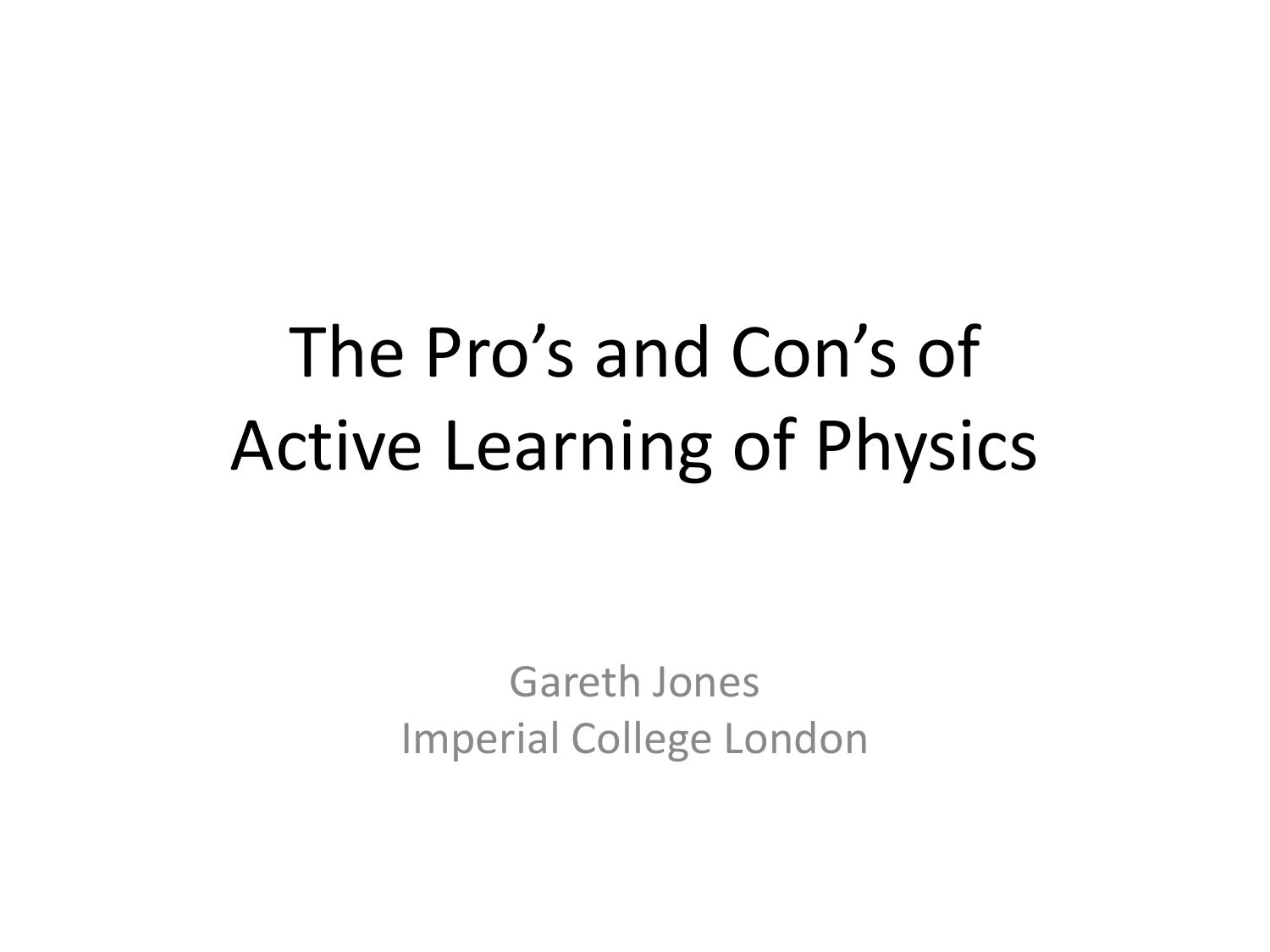# The Pro's and Con's of Active Learning of Physics

Gareth Jones
Imperial College London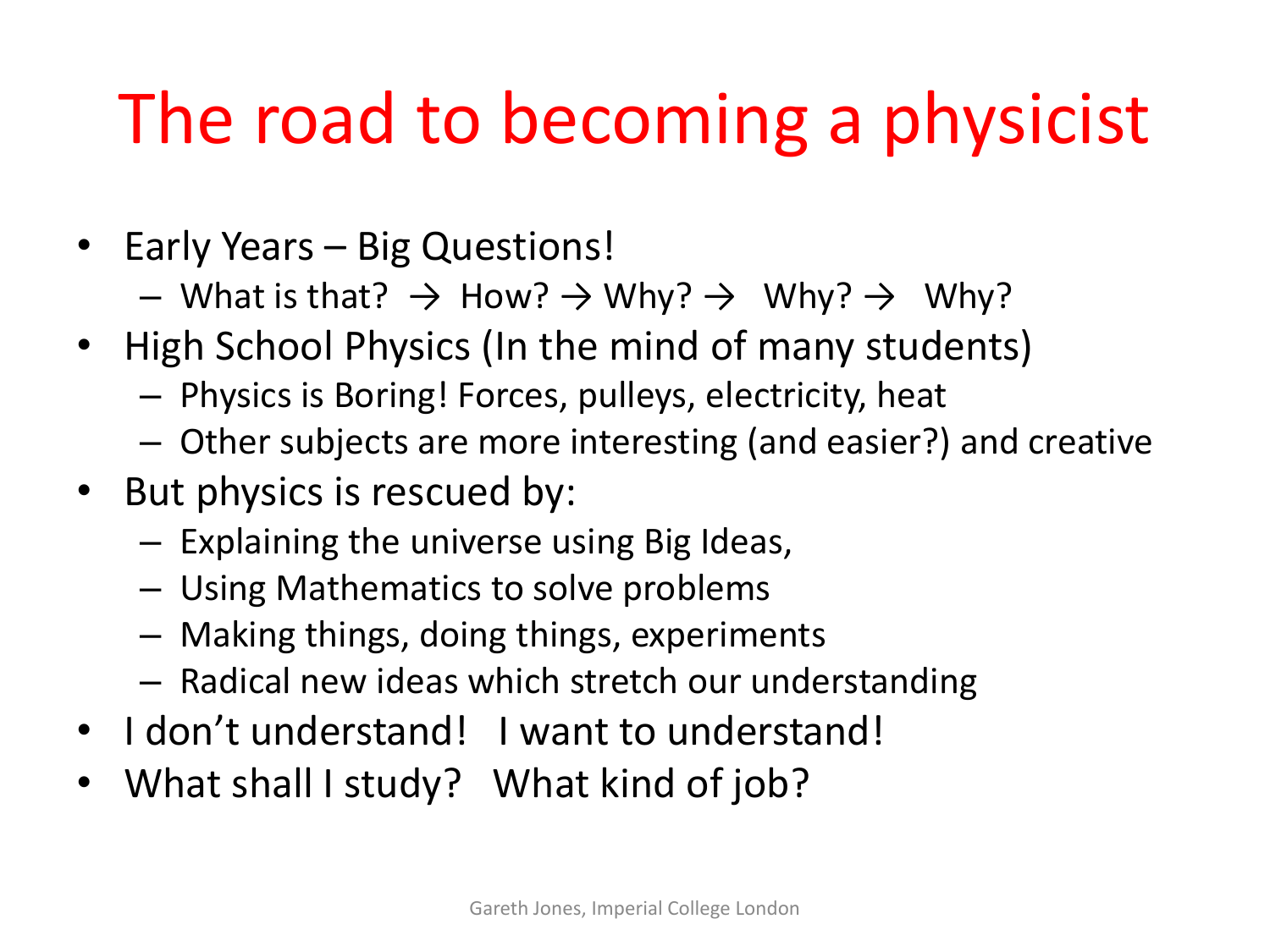# The road to becoming a physicist

- Early Years – Big Questions!
  - What is that? → How? → Why? → Why? → Why?
- High School Physics (In the mind of many students)
  - Physics is Boring! Forces, pulleys, electricity, heat
  - Other subjects are more interesting (and easier?) and creative
- But physics is rescued by:
  - Explaining the universe using Big Ideas,
  - Using Mathematics to solve problems
  - Making things, doing things, experiments
  - Radical new ideas which stretch our understanding
- I don't understand! I want to understand!
- What shall I study? What kind of job?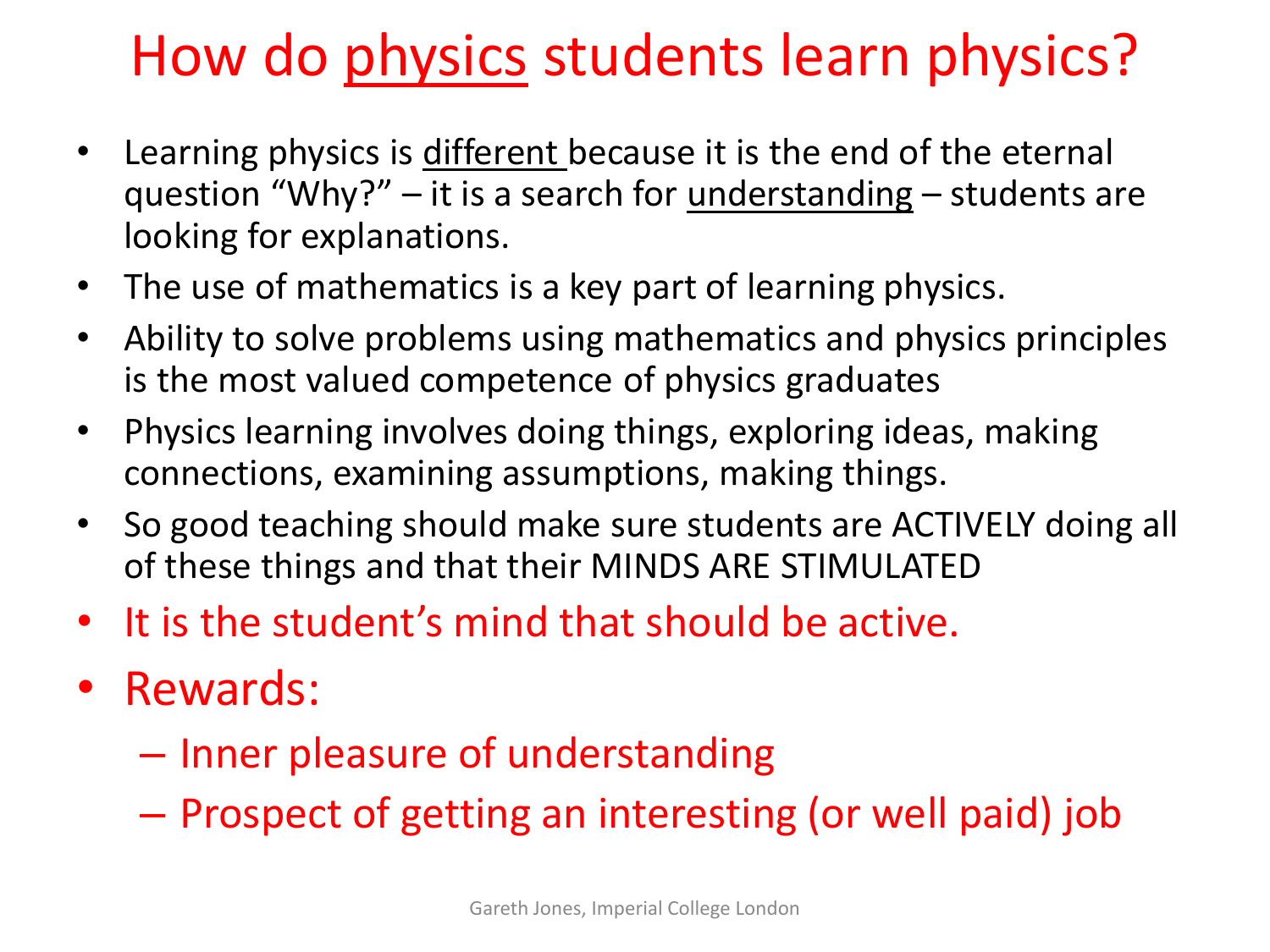# How do physics students learn physics?

- Learning physics is different because it is the end of the eternal question "Why?" – it is a search for understanding – students are looking for explanations.
- The use of mathematics is a key part of learning physics.
- Ability to solve problems using mathematics and physics principles is the most valued competence of physics graduates
- Physics learning involves doing things, exploring ideas, making connections, examining assumptions, making things.
- So good teaching should make sure students are ACTIVELY doing all of these things and that their MINDS ARE STIMULATED
- It is the student's mind that should be active.
- Rewards:
  - Inner pleasure of understanding
  - Prospect of getting an interesting (or well paid) job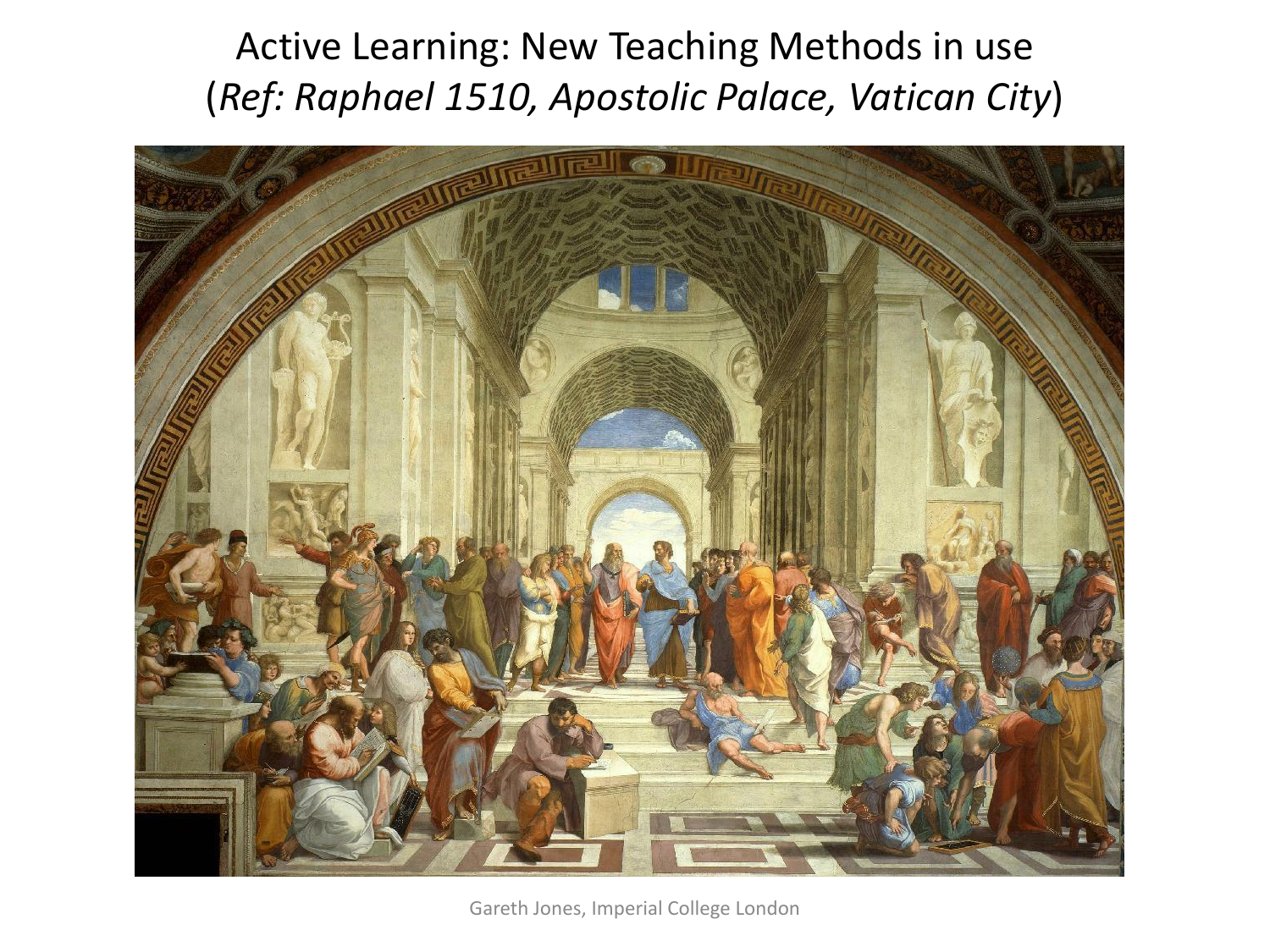# Active Learning: New Teaching Methods in use
(*Ref: Raphael 1510, Apostolic Palace, Vatican City*)

Gareth Jones, Imperial College London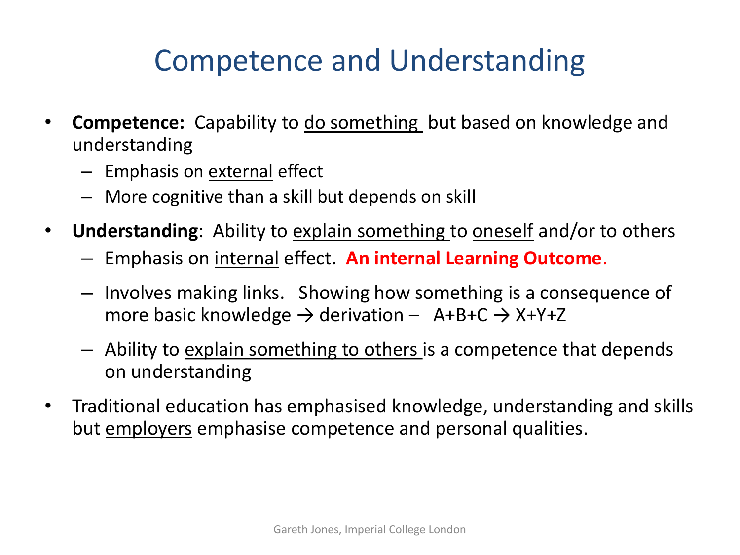# Competence and Understanding

- **Competence:** Capability to <u>do something</u> but based on knowledge and understanding
  - Emphasis on <u>external</u> effect
  - More cognitive than a skill but depends on skill
- **Understanding**: Ability to <u>explain something</u> to <u>oneself</u> and/or to others
  - Emphasis on <u>internal</u> effect. **An internal Learning Outcome**.
  - Involves making links. Showing how something is a consequence of more basic knowledge → derivation – A+B+C → X+Y+Z
  - Ability to <u>explain something to others</u> is a competence that depends on understanding
- Traditional education has emphasised knowledge, understanding and skills but <u>employers</u> emphasise competence and personal qualities.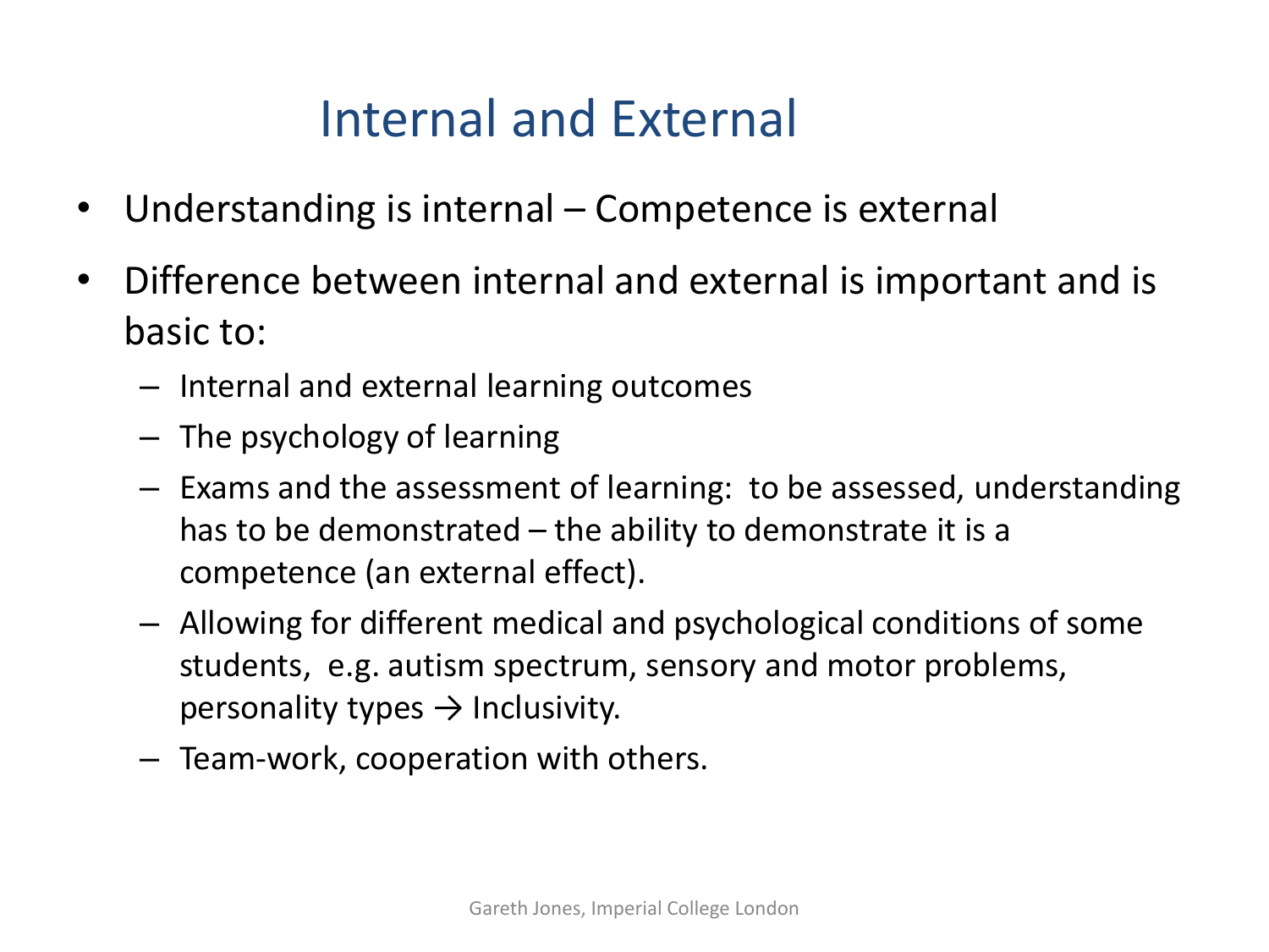# Internal and External

- Understanding is internal – Competence is external
- Difference between internal and external is important and is basic to:
  - Internal and external learning outcomes
  - The psychology of learning
  - Exams and the assessment of learning: to be assessed, understanding has to be demonstrated – the ability to demonstrate it is a competence (an external effect).
  - Allowing for different medical and psychological conditions of some students, e.g. autism spectrum, sensory and motor problems, personality types → Inclusivity.
  - Team-work, cooperation with others.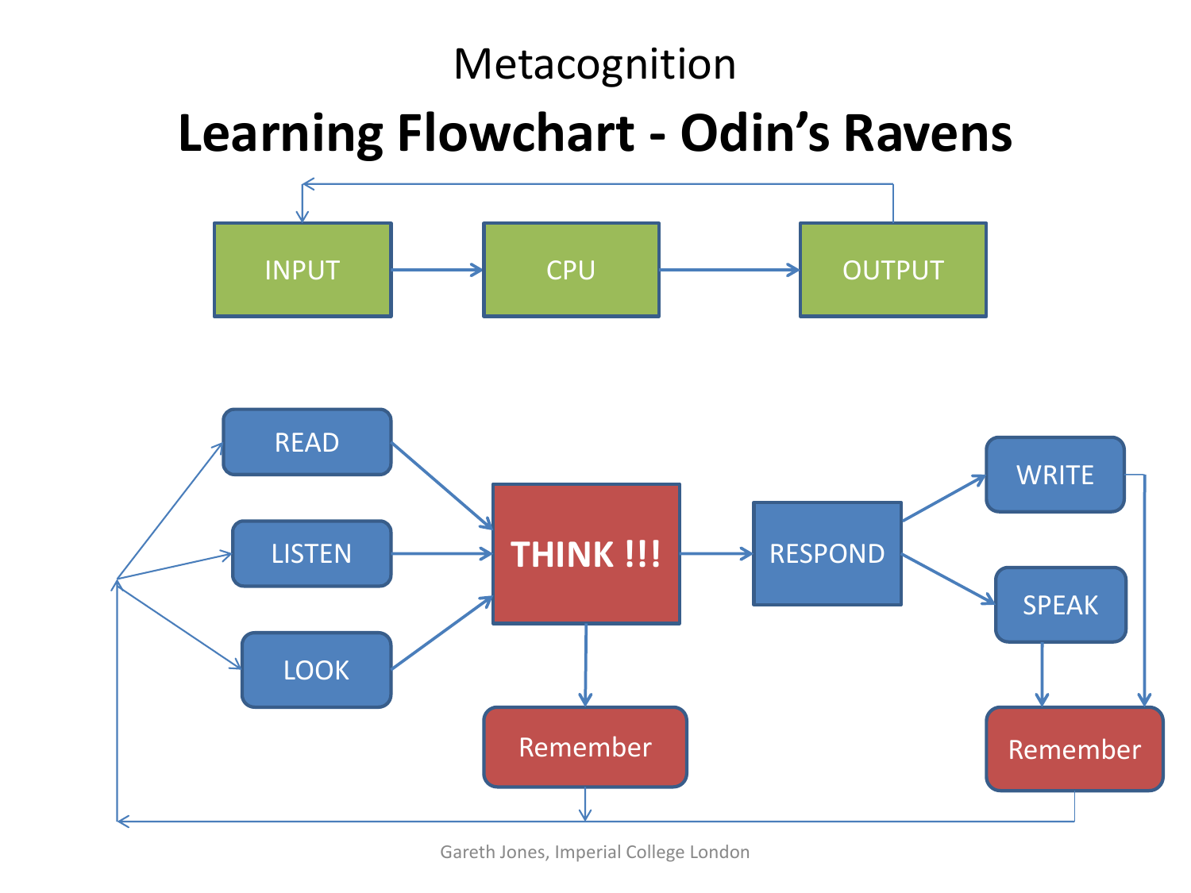Metacognition

# Learning Flowchart - Odin's Ravens

INPUT → CPU → OUTPUT

READ, LISTEN, LOOK → THINK !!! → RESPOND → WRITE, SPEAK

THINK !!! → Remember

WRITE, SPEAK → Remember

Gareth Jones, Imperial College London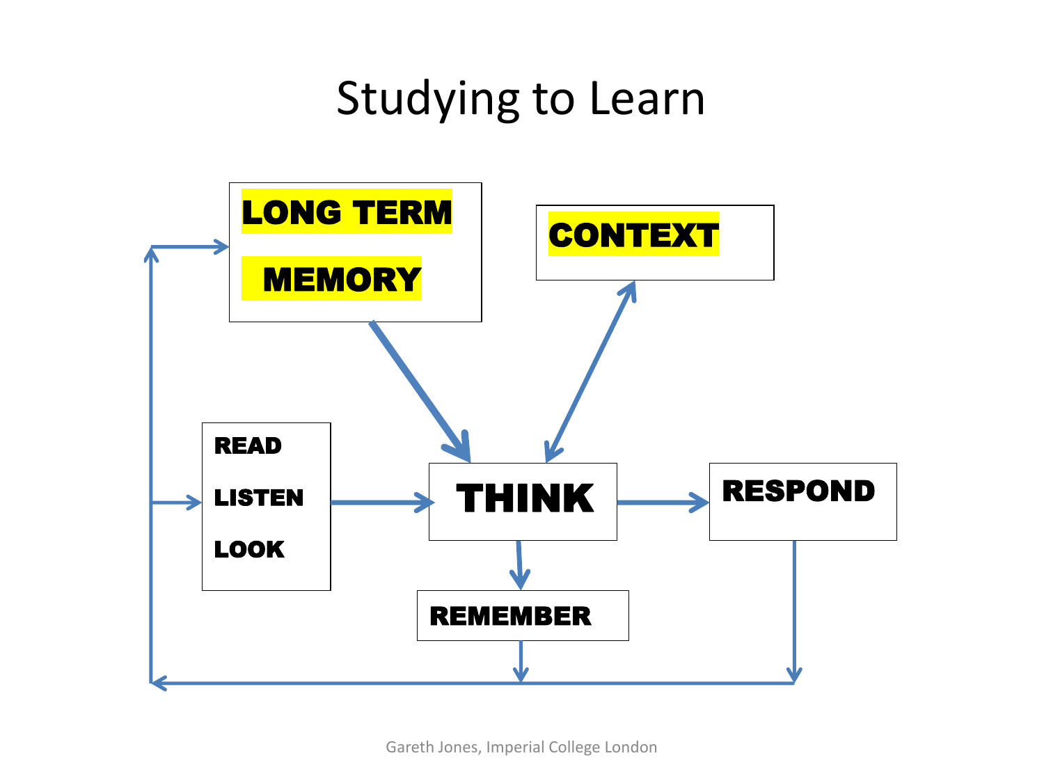# Studying to Learn

LONG TERM MEMORY

CONTEXT

READ

LISTEN

LOOK

THINK

RESPOND

REMEMBER

Gareth Jones, Imperial College London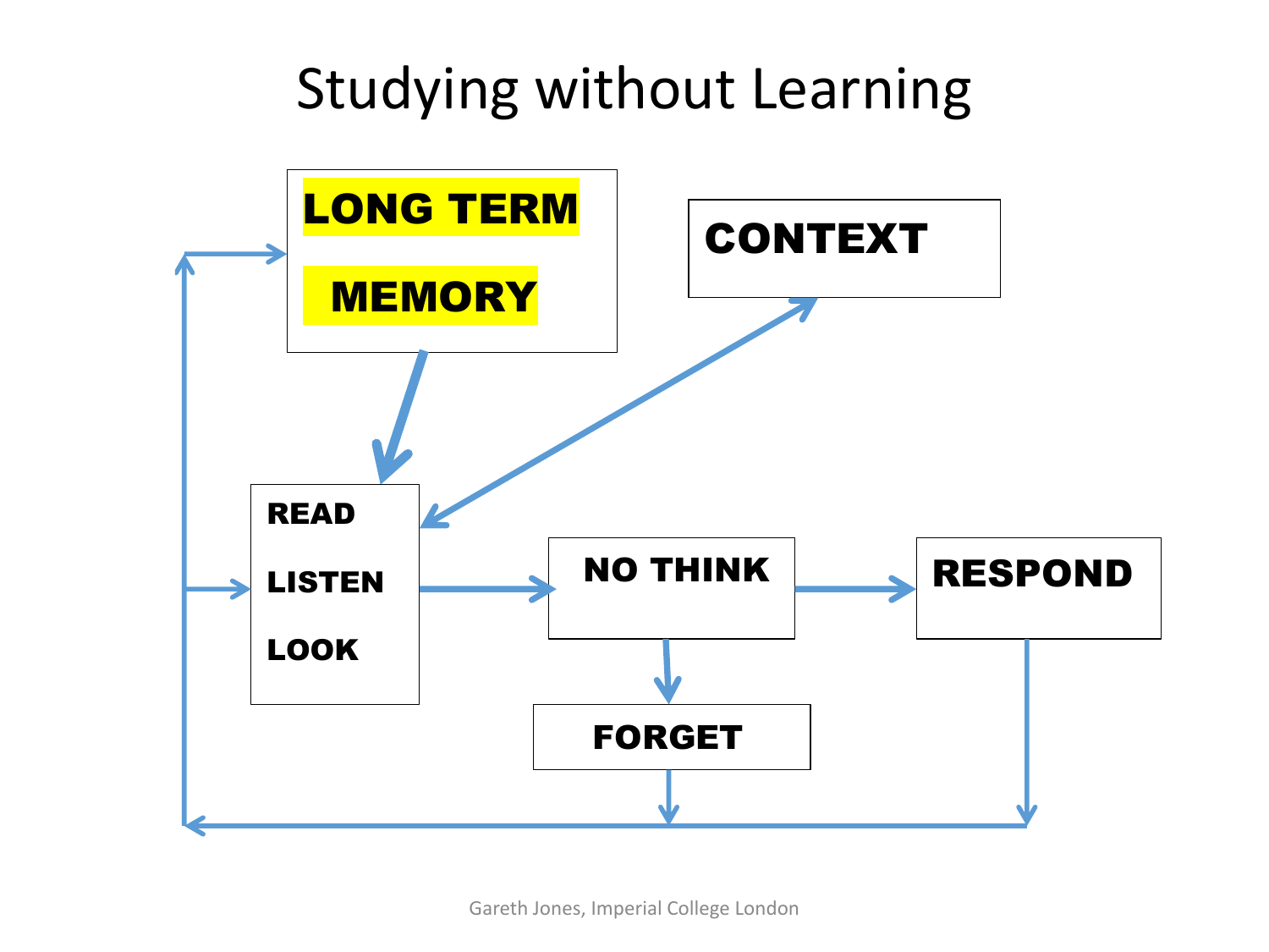# Studying without Learning

LONG TERM MEMORY

CONTEXT

READ

LISTEN

LOOK

NO THINK

RESPOND

FORGET

Gareth Jones, Imperial College London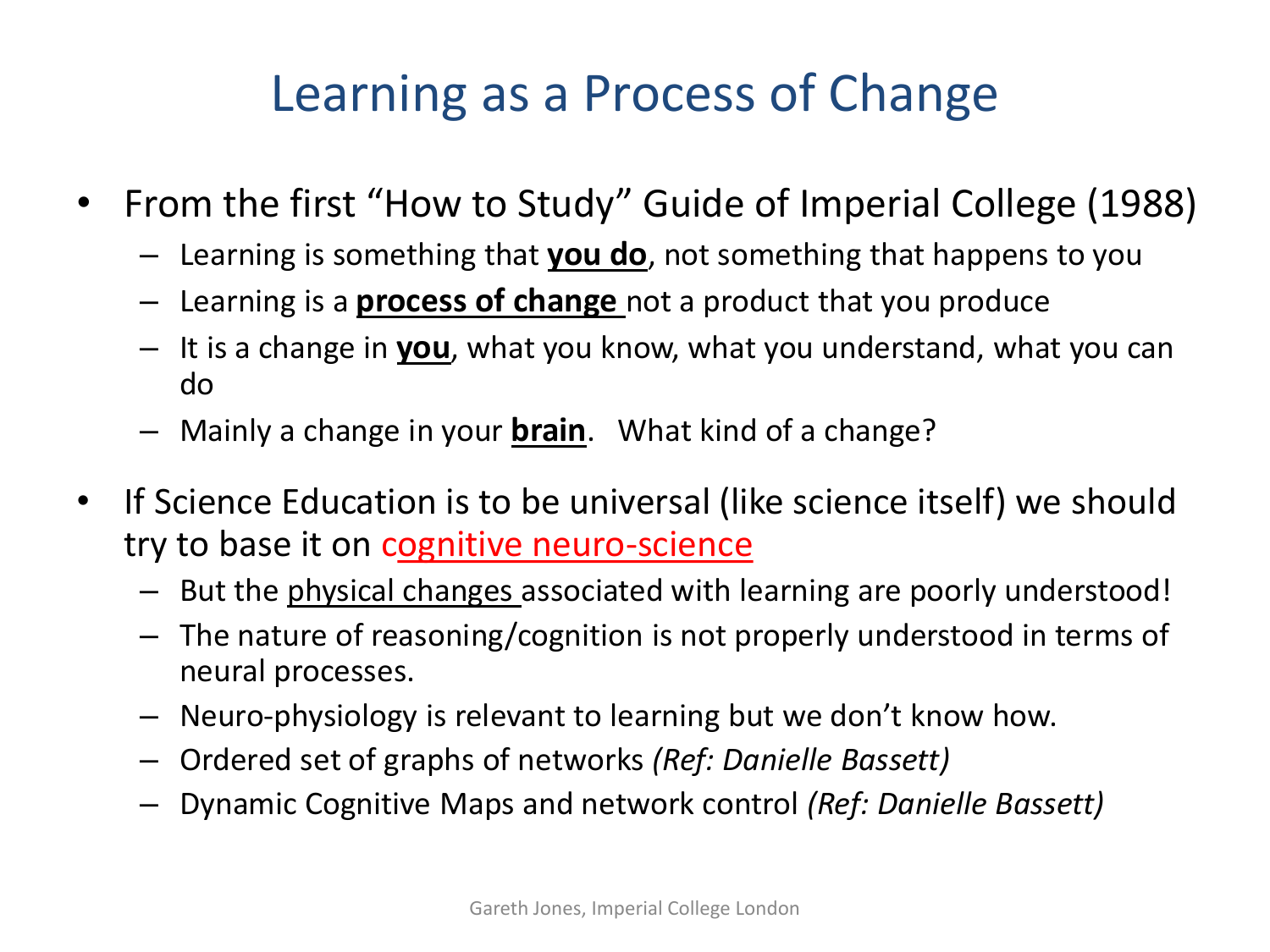# Learning as a Process of Change

- From the first "How to Study" Guide of Imperial College (1988)
  - Learning is something that **you do**, not something that happens to you
  - Learning is a **process of change** not a product that you produce
  - It is a change in **you**, what you know, what you understand, what you can do
  - Mainly a change in your **brain**. What kind of a change?
- If Science Education is to be universal (like science itself) we should try to base it on cognitive neuro-science
  - But the physical changes associated with learning are poorly understood!
  - The nature of reasoning/cognition is not properly understood in terms of neural processes.
  - Neuro-physiology is relevant to learning but we don't know how.
  - Ordered set of graphs of networks *(Ref: Danielle Bassett)*
  - Dynamic Cognitive Maps and network control *(Ref: Danielle Bassett)*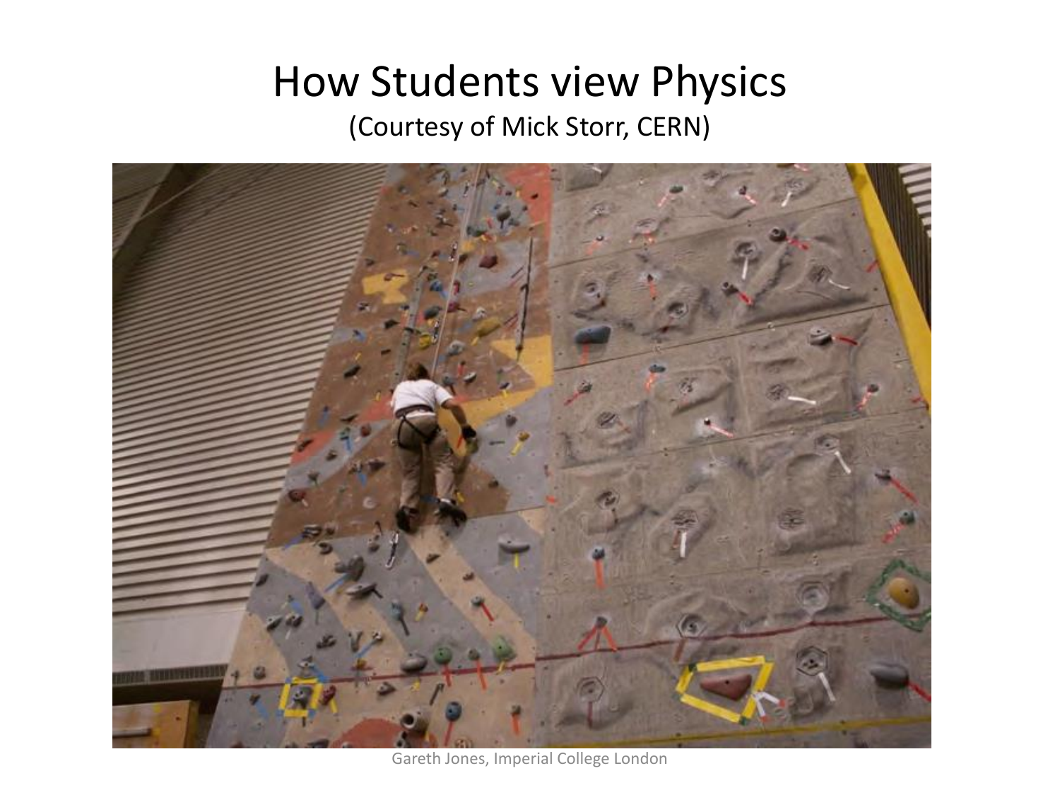# How Students view Physics

(Courtesy of Mick Storr, CERN)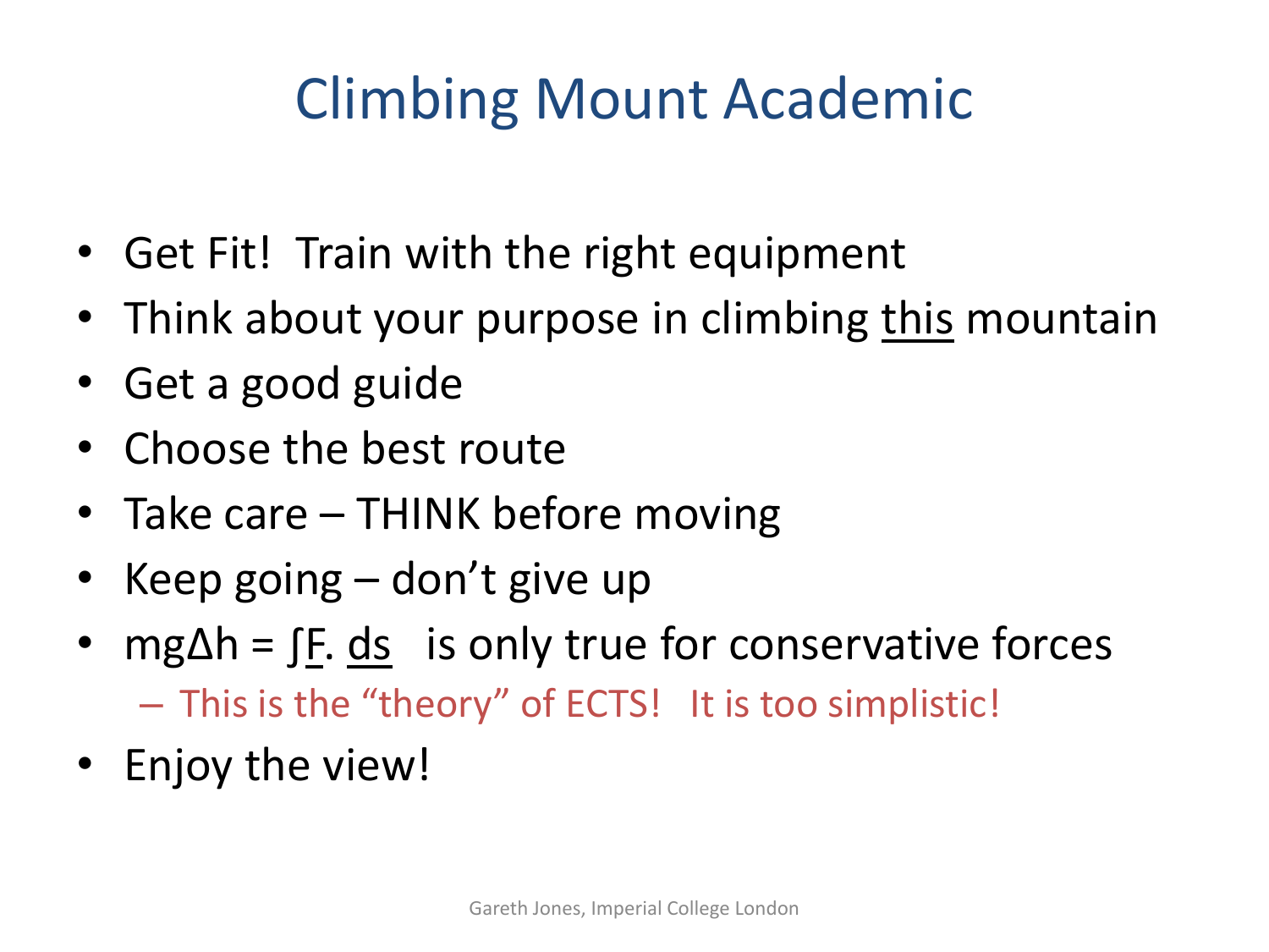# Climbing Mount Academic

- Get Fit! Train with the right equipment
- Think about your purpose in climbing <u>this</u> mountain
- Get a good guide
- Choose the best route
- Take care – THINK before moving
- Keep going – don't give up
- $mg\Delta h = \int \underline{F} . \underline{ds}$ is only true for conservative forces
  - This is the "theory" of ECTS! It is too simplistic!
- Enjoy the view!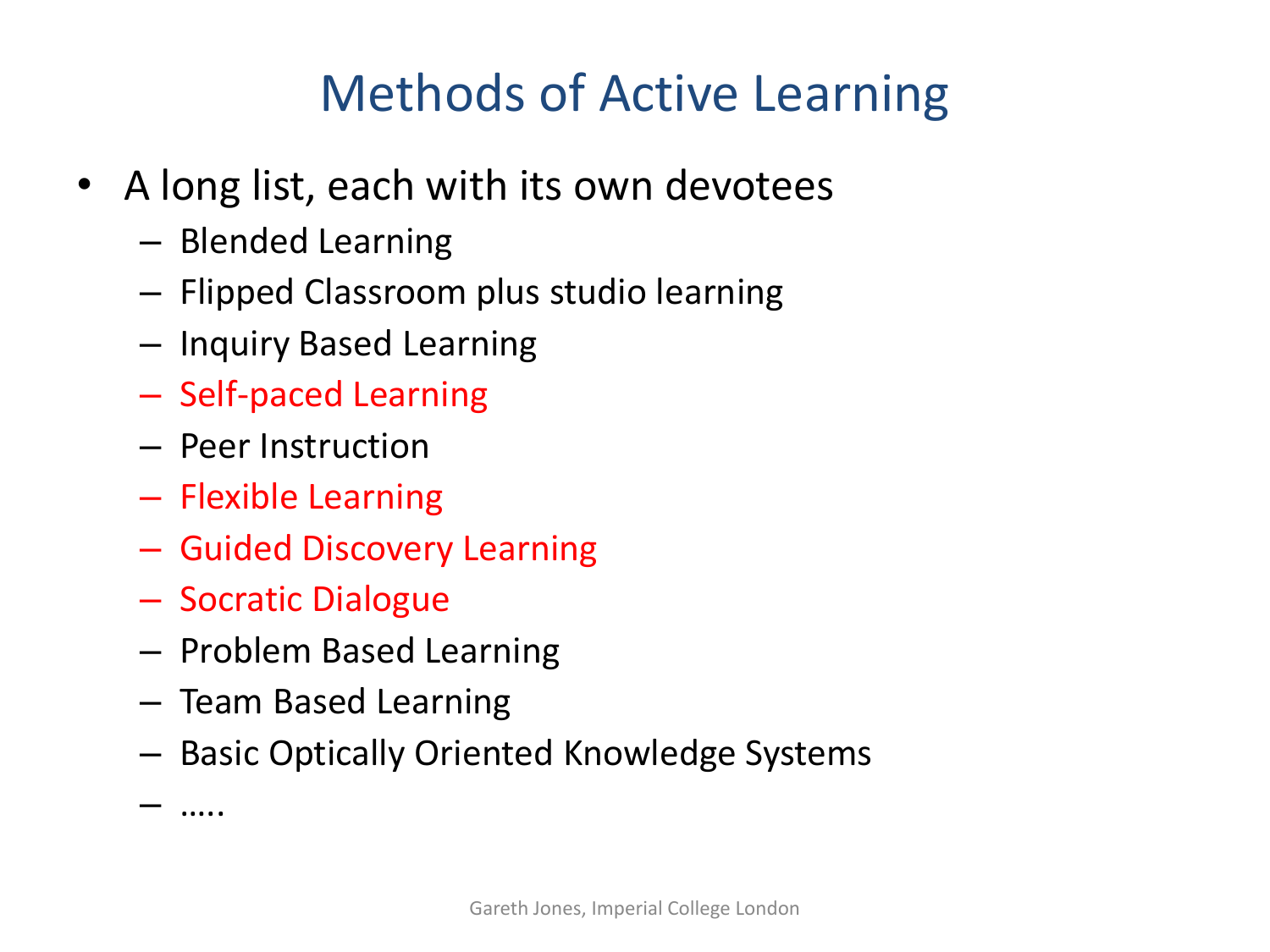# Methods of Active Learning

- A long list, each with its own devotees
  - Blended Learning
  - Flipped Classroom plus studio learning
  - Inquiry Based Learning
  - Self-paced Learning
  - Peer Instruction
  - Flexible Learning
  - Guided Discovery Learning
  - Socratic Dialogue
  - Problem Based Learning
  - Team Based Learning
  - Basic Optically Oriented Knowledge Systems
  - …..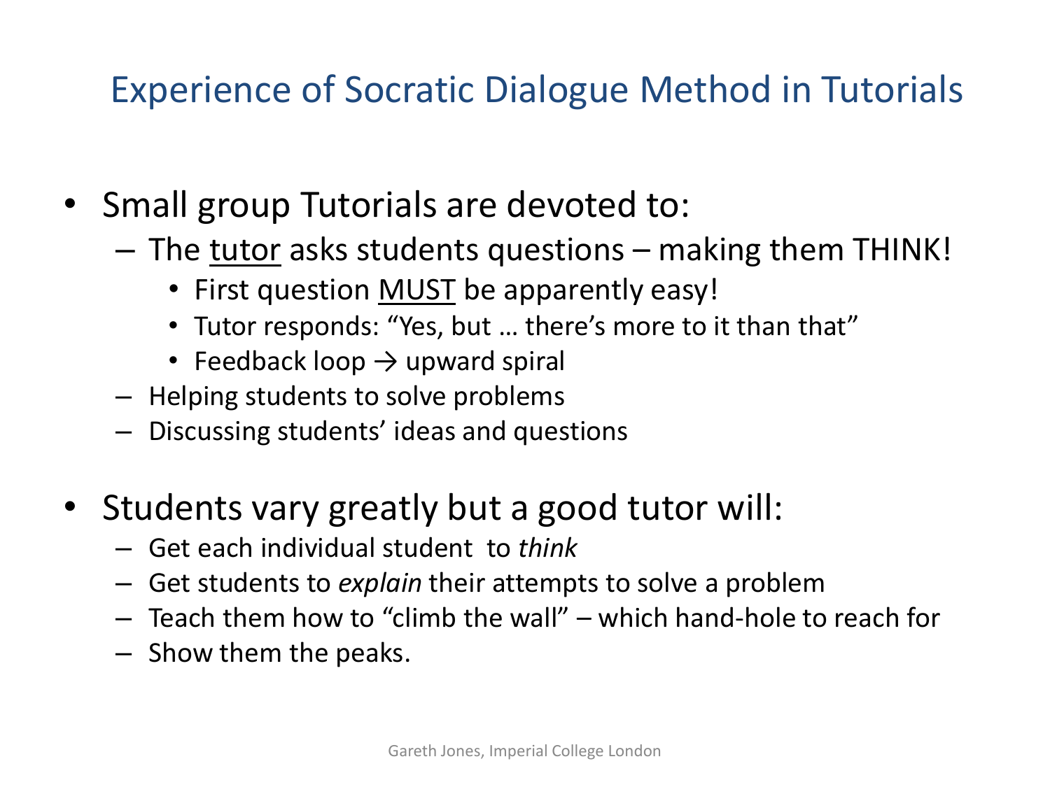# Experience of Socratic Dialogue Method in Tutorials

- Small group Tutorials are devoted to:
  - The <u>tutor</u> asks students questions – making them THINK!
    - First question <u>MUST</u> be apparently easy!
    - Tutor responds: “Yes, but … there’s more to it than that”
    - Feedback loop → upward spiral
  - Helping students to solve problems
  - Discussing students’ ideas and questions

- Students vary greatly but a good tutor will:
  - Get each individual student to *think*
  - Get students to *explain* their attempts to solve a problem
  - Teach them how to “climb the wall” – which hand-hole to reach for
  - Show them the peaks.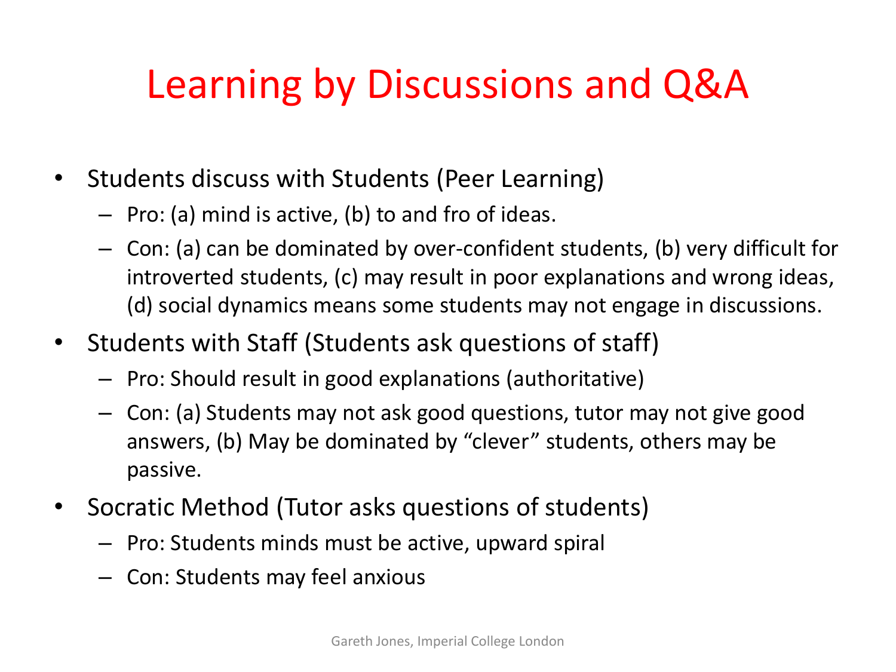# Learning by Discussions and Q&A

- Students discuss with Students (Peer Learning)
  - Pro: (a) mind is active, (b) to and fro of ideas.
  - Con: (a) can be dominated by over-confident students, (b) very difficult for introverted students, (c) may result in poor explanations and wrong ideas, (d) social dynamics means some students may not engage in discussions.
- Students with Staff (Students ask questions of staff)
  - Pro: Should result in good explanations (authoritative)
  - Con: (a) Students may not ask good questions, tutor may not give good answers, (b) May be dominated by "clever" students, others may be passive.
- Socratic Method (Tutor asks questions of students)
  - Pro: Students minds must be active, upward spiral
  - Con: Students may feel anxious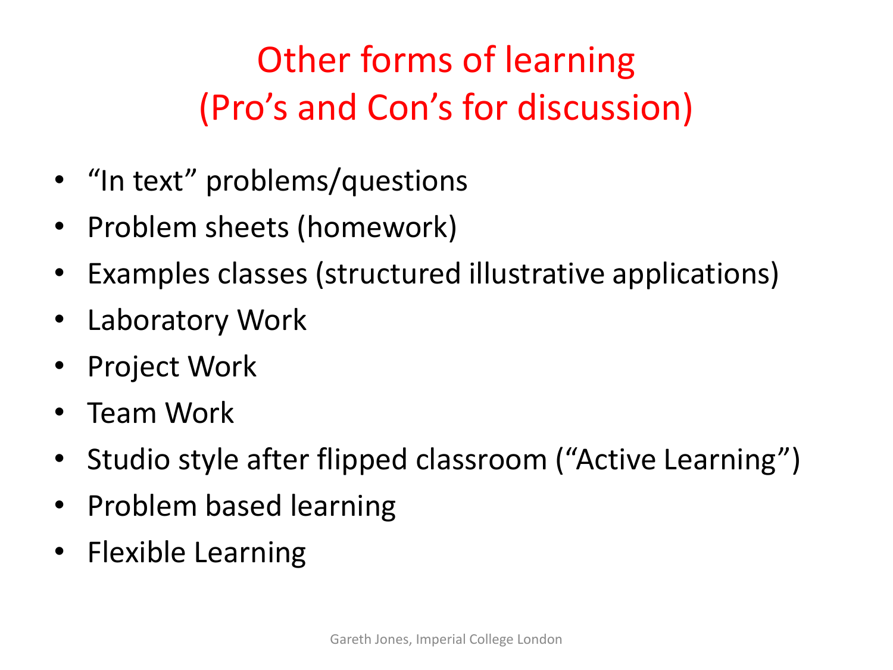# Other forms of learning
# (Pro's and Con's for discussion)

- "In text" problems/questions
- Problem sheets (homework)
- Examples classes (structured illustrative applications)
- Laboratory Work
- Project Work
- Team Work
- Studio style after flipped classroom ("Active Learning")
- Problem based learning
- Flexible Learning